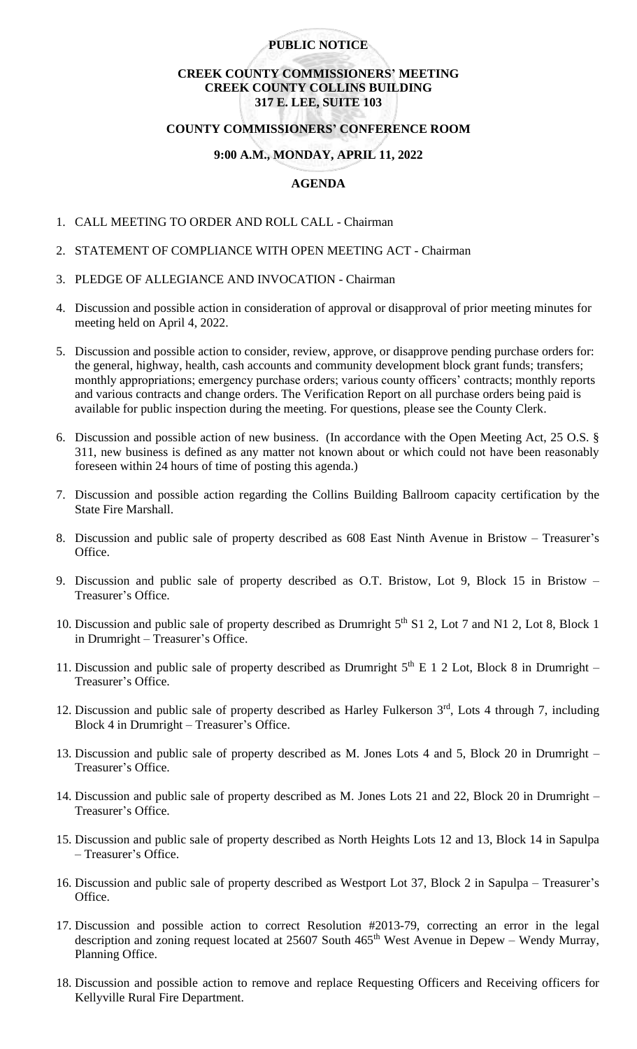**PUBLIC NOTICE**

**CREEK COUNTY COMMISSIONERS' MEETING**
**CREEK COUNTY COLLINS BUILDING**
**317 E. LEE, SUITE 103**

**COUNTY COMMISSIONERS' CONFERENCE ROOM**

**9:00 A.M., MONDAY, APRIL 11, 2022**

**AGENDA**

1. CALL MEETING TO ORDER AND ROLL CALL - Chairman
2. STATEMENT OF COMPLIANCE WITH OPEN MEETING ACT - Chairman
3. PLEDGE OF ALLEGIANCE AND INVOCATION - Chairman
4. Discussion and possible action in consideration of approval or disapproval of prior meeting minutes for meeting held on April 4, 2022.
5. Discussion and possible action to consider, review, approve, or disapprove pending purchase orders for: the general, highway, health, cash accounts and community development block grant funds; transfers; monthly appropriations; emergency purchase orders; various county officers' contracts; monthly reports and various contracts and change orders. The Verification Report on all purchase orders being paid is available for public inspection during the meeting. For questions, please see the County Clerk.
6. Discussion and possible action of new business. (In accordance with the Open Meeting Act, 25 O.S. § 311, new business is defined as any matter not known about or which could not have been reasonably foreseen within 24 hours of time of posting this agenda.)
7. Discussion and possible action regarding the Collins Building Ballroom capacity certification by the State Fire Marshall.
8. Discussion and public sale of property described as 608 East Ninth Avenue in Bristow – Treasurer's Office.
9. Discussion and public sale of property described as O.T. Bristow, Lot 9, Block 15 in Bristow – Treasurer's Office.
10. Discussion and public sale of property described as Drumright 5th S1 2, Lot 7 and N1 2, Lot 8, Block 1 in Drumright – Treasurer's Office.
11. Discussion and public sale of property described as Drumright 5th E 1 2 Lot, Block 8 in Drumright – Treasurer's Office.
12. Discussion and public sale of property described as Harley Fulkerson 3rd, Lots 4 through 7, including Block 4 in Drumright – Treasurer's Office.
13. Discussion and public sale of property described as M. Jones Lots 4 and 5, Block 20 in Drumright – Treasurer's Office.
14. Discussion and public sale of property described as M. Jones Lots 21 and 22, Block 20 in Drumright – Treasurer's Office.
15. Discussion and public sale of property described as North Heights Lots 12 and 13, Block 14 in Sapulpa – Treasurer's Office.
16. Discussion and public sale of property described as Westport Lot 37, Block 2 in Sapulpa – Treasurer's Office.
17. Discussion and possible action to correct Resolution #2013-79, correcting an error in the legal description and zoning request located at 25607 South 465th West Avenue in Depew – Wendy Murray, Planning Office.
18. Discussion and possible action to remove and replace Requesting Officers and Receiving officers for Kellyville Rural Fire Department.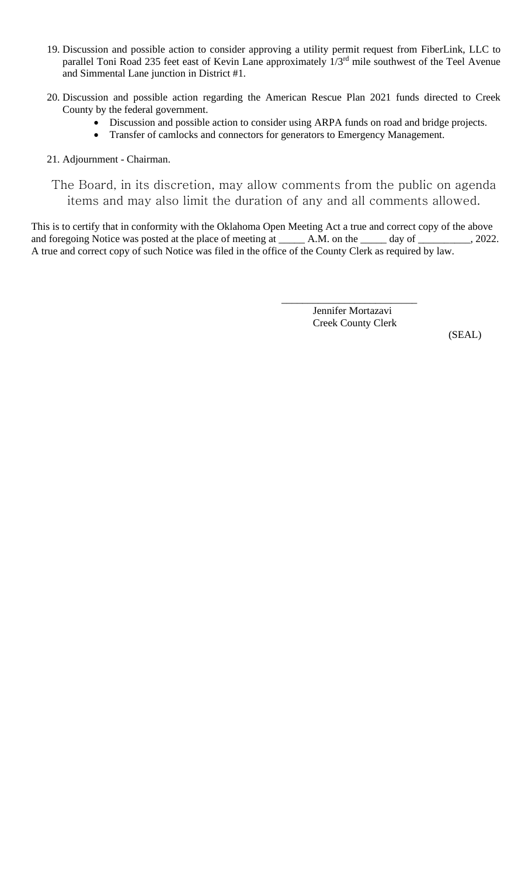19. Discussion and possible action to consider approving a utility permit request from FiberLink, LLC to parallel Toni Road 235 feet east of Kevin Lane approximately 1/3rd mile southwest of the Teel Avenue and Simmental Lane junction in District #1.

20. Discussion and possible action regarding the American Rescue Plan 2021 funds directed to Creek County by the federal government.
    - Discussion and possible action to consider using ARPA funds on road and bridge projects.
    - Transfer of camlocks and connectors for generators to Emergency Management.

21. Adjournment - Chairman.

The Board, in its discretion, may allow comments from the public on agenda items and may also limit the duration of any and all comments allowed.

This is to certify that in conformity with the Oklahoma Open Meeting Act a true and correct copy of the above and foregoing Notice was posted at the place of meeting at _____ A.M. on the _____ day of __________, 2022. A true and correct copy of such Notice was filed in the office of the County Clerk as required by law.

__________________________
Jennifer Mortazavi
Creek County Clerk

(SEAL)